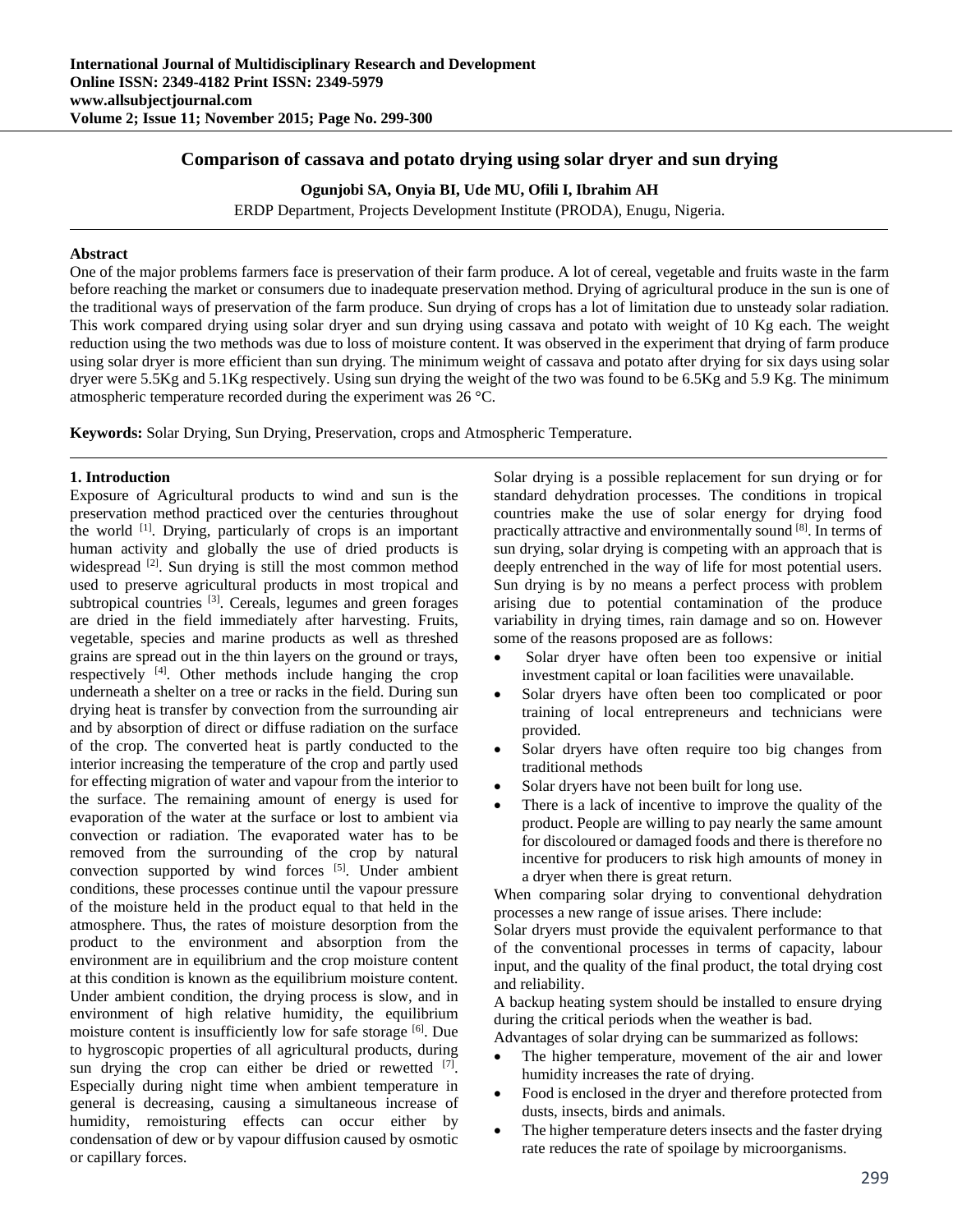# Comparison of cassava and potato drying using solar dryer and sun drying

**Ogunjobi SA, Onyia BI, Ude MU, Ofili I, Ibrahim AH**

ERDP Department, Projects Development Institute (PRODA), Enugu, Nigeria.

### Abstract

One of the major problems farmers face is preservation of their farm produce. A lot of cereal, vegetable and fruits waste in the farm before reaching the market or consumers due to inadequate preservation method. Drying of agricultural produce in the sun is one of the traditional ways of preservation of the farm produce. Sun drying of crops has a lot of limitation due to unsteady solar radiation. This work compared drying using solar dryer and sun drying using cassava and potato with weight of 10 Kg each. The weight reduction using the two methods was due to loss of moisture content. It was observed in the experiment that drying of farm produce using solar dryer is more efficient than sun drying. The minimum weight of cassava and potato after drying for six days using solar dryer were 5.5Kg and 5.1Kg respectively. Using sun drying the weight of the two was found to be 6.5Kg and 5.9 Kg. The minimum atmospheric temperature recorded during the experiment was 26 °C.

**Keywords:** Solar Drying, Sun Drying, Preservation, crops and Atmospheric Temperature.

## 1. Introduction

Exposure of Agricultural products to wind and sun is the preservation method practiced over the centuries throughout the world [1]. Drying, particularly of crops is an important human activity and globally the use of dried products is widespread [2]. Sun drying is still the most common method used to preserve agricultural products in most tropical and subtropical countries [3]. Cereals, legumes and green forages are dried in the field immediately after harvesting. Fruits, vegetable, species and marine products as well as threshed grains are spread out in the thin layers on the ground or trays, respectively [4]. Other methods include hanging the crop underneath a shelter on a tree or racks in the field. During sun drying heat is transfer by convection from the surrounding air and by absorption of direct or diffuse radiation on the surface of the crop. The converted heat is partly conducted to the interior increasing the temperature of the crop and partly used for effecting migration of water and vapour from the interior to the surface. The remaining amount of energy is used for evaporation of the water at the surface or lost to ambient via convection or radiation. The evaporated water has to be removed from the surrounding of the crop by natural convection supported by wind forces [5]. Under ambient conditions, these processes continue until the vapour pressure of the moisture held in the product equal to that held in the atmosphere. Thus, the rates of moisture desorption from the product to the environment and absorption from the environment are in equilibrium and the crop moisture content at this condition is known as the equilibrium moisture content. Under ambient condition, the drying process is slow, and in environment of high relative humidity, the equilibrium moisture content is insufficiently low for safe storage [6]. Due to hygroscopic properties of all agricultural products, during sun drying the crop can either be dried or rewetted [7]. Especially during night time when ambient temperature in general is decreasing, causing a simultaneous increase of humidity, remoisturing effects can occur either by condensation of dew or by vapour diffusion caused by osmotic or capillary forces.

Solar drying is a possible replacement for sun drying or for standard dehydration processes. The conditions in tropical countries make the use of solar energy for drying food practically attractive and environmentally sound [8]. In terms of sun drying, solar drying is competing with an approach that is deeply entrenched in the way of life for most potential users. Sun drying is by no means a perfect process with problem arising due to potential contamination of the produce variability in drying times, rain damage and so on. However some of the reasons proposed are as follows:

- Solar dryer have often been too expensive or initial investment capital or loan facilities were unavailable.
- Solar dryers have often been too complicated or poor training of local entrepreneurs and technicians were provided.
- Solar dryers have often require too big changes from traditional methods
- Solar dryers have not been built for long use.
- There is a lack of incentive to improve the quality of the product. People are willing to pay nearly the same amount for discoloured or damaged foods and there is therefore no incentive for producers to risk high amounts of money in a dryer when there is great return.

When comparing solar drying to conventional dehydration processes a new range of issue arises. There include:

Solar dryers must provide the equivalent performance to that of the conventional processes in terms of capacity, labour input, and the quality of the final product, the total drying cost and reliability.

A backup heating system should be installed to ensure drying during the critical periods when the weather is bad.

Advantages of solar drying can be summarized as follows:

- The higher temperature, movement of the air and lower humidity increases the rate of drying.
- Food is enclosed in the dryer and therefore protected from dusts, insects, birds and animals.
- The higher temperature deters insects and the faster drying rate reduces the rate of spoilage by microorganisms.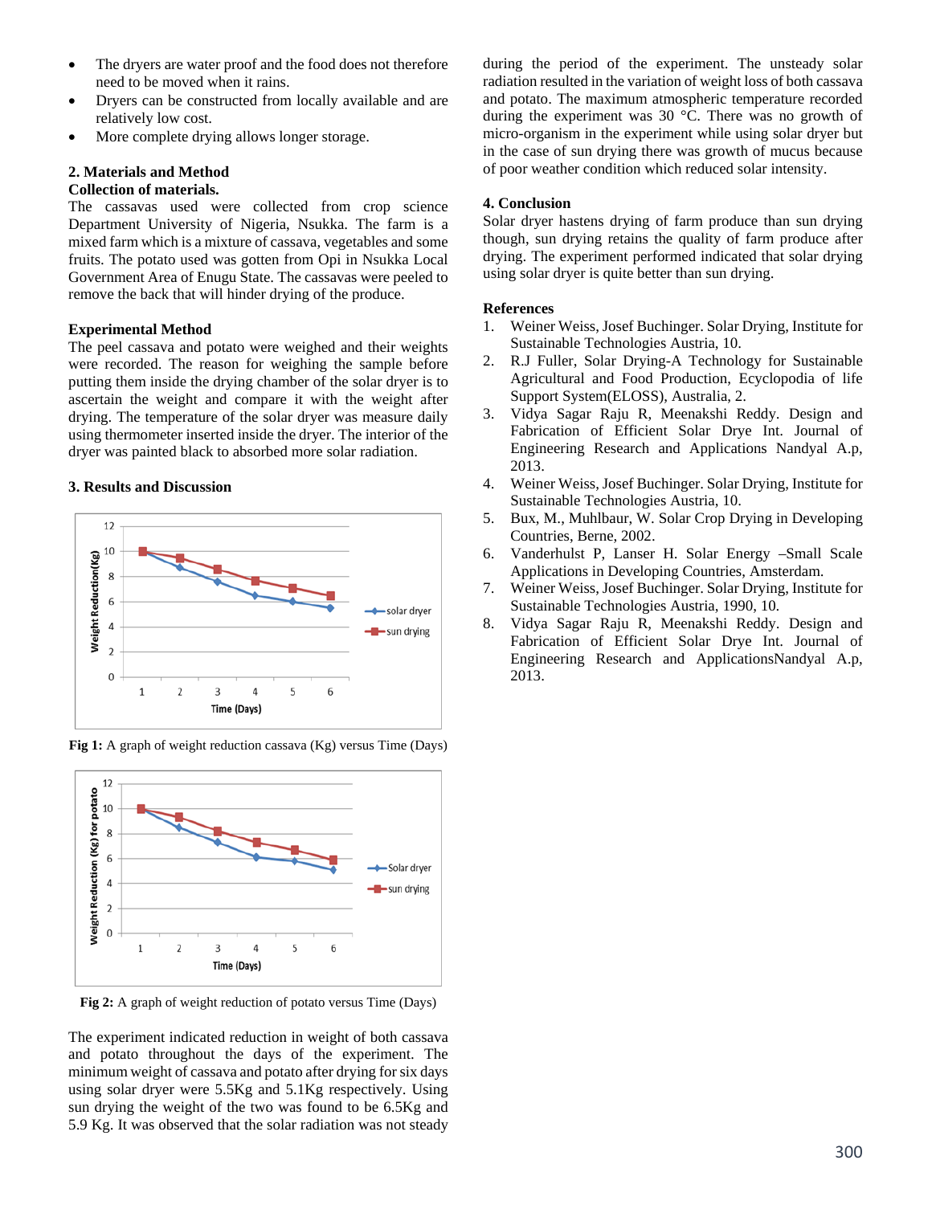- The dryers are water proof and the food does not therefore need to be moved when it rains.
- Dryers can be constructed from locally available and are relatively low cost.
- More complete drying allows longer storage.

## 2. Materials and Method

**Collection of materials.**

The cassavas used were collected from crop science Department University of Nigeria, Nsukka. The farm is a mixed farm which is a mixture of cassava, vegetables and some fruits. The potato used was gotten from Opi in Nsukka Local Government Area of Enugu State. The cassavas were peeled to remove the back that will hinder drying of the produce.

### Experimental Method

The peel cassava and potato were weighed and their weights were recorded. The reason for weighing the sample before putting them inside the drying chamber of the solar dryer is to ascertain the weight and compare it with the weight after drying. The temperature of the solar dryer was measure daily using thermometer inserted inside the dryer. The interior of the dryer was painted black to absorbed more solar radiation.

## 3. Results and Discussion

Weight Reduction(Kg)
12
10
8
6
4
2
0
1 2 3 4 5 6
Time (Days)
solar dryer
sun drying

**Fig 1:** A graph of weight reduction cassava (Kg) versus Time (Days)

Weight Reduction (Kg) for potato
12
10
8
6
4
2
0
1 2 3 4 5 6
Time (Days)
Solar dryer
sun drying

**Fig 2:** A graph of weight reduction of potato versus Time (Days)

The experiment indicated reduction in weight of both cassava and potato throughout the days of the experiment. The minimum weight of cassava and potato after drying for six days using solar dryer were 5.5Kg and 5.1Kg respectively. Using sun drying the weight of the two was found to be 6.5Kg and 5.9 Kg. It was observed that the solar radiation was not steady during the period of the experiment. The unsteady solar radiation resulted in the variation of weight loss of both cassava and potato. The maximum atmospheric temperature recorded during the experiment was 30 °C. There was no growth of micro-organism in the experiment while using solar dryer but in the case of sun drying there was growth of mucus because of poor weather condition which reduced solar intensity.

## 4. Conclusion

Solar dryer hastens drying of farm produce than sun drying though, sun drying retains the quality of farm produce after drying. The experiment performed indicated that solar drying using solar dryer is quite better than sun drying.

## References

1. Weiner Weiss, Josef Buchinger. Solar Drying, Institute for Sustainable Technologies Austria, 10.
2. R.J Fuller, Solar Drying-A Technology for Sustainable Agricultural and Food Production, Ecyclopodia of life Support System(ELOSS), Australia, 2.
3. Vidya Sagar Raju R, Meenakshi Reddy. Design and Fabrication of Efficient Solar Drye Int. Journal of Engineering Research and Applications Nandyal A.p, 2013.
4. Weiner Weiss, Josef Buchinger. Solar Drying, Institute for Sustainable Technologies Austria, 10.
5. Bux, M., Muhlbaur, W. Solar Crop Drying in Developing Countries, Berne, 2002.
6. Vanderhulst P, Lanser H. Solar Energy –Small Scale Applications in Developing Countries, Amsterdam.
7. Weiner Weiss, Josef Buchinger. Solar Drying, Institute for Sustainable Technologies Austria, 1990, 10.
8. Vidya Sagar Raju R, Meenakshi Reddy. Design and Fabrication of Efficient Solar Drye Int. Journal of Engineering Research and ApplicationsNandyal A.p, 2013.